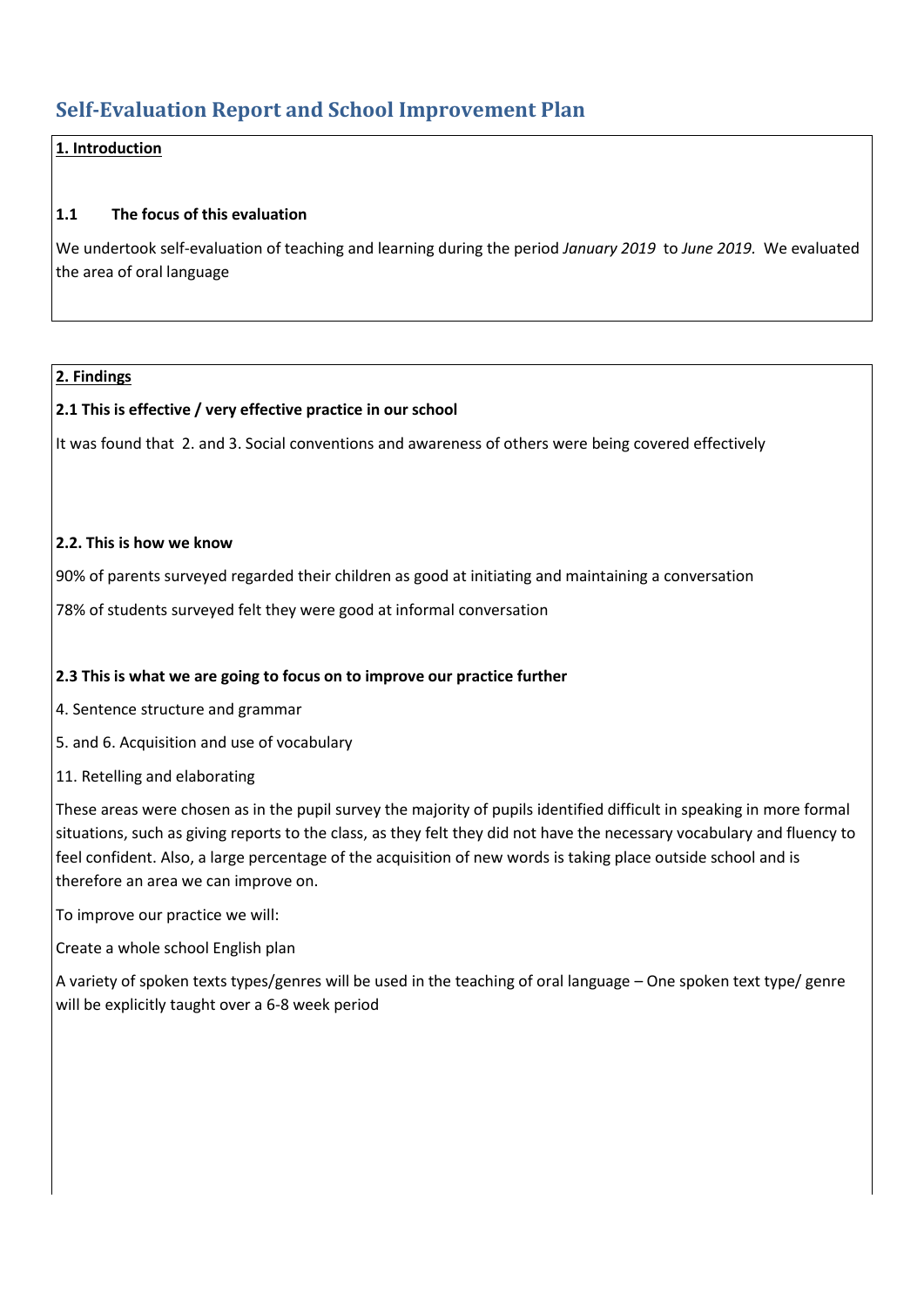# Self-Evaluation Report and School Improvement Plan

**1. Introduction**

**1.1 The focus of this evaluation**

We undertook self-evaluation of teaching and learning during the period *January 2019* to *June 2019*. We evaluated the area of oral language

**2. Findings**

**2.1 This is effective / very effective practice in our school**

It was found that 2. and 3. Social conventions and awareness of others were being covered effectively

**2.2. This is how we know**

90% of parents surveyed regarded their children as good at initiating and maintaining a conversation

78% of students surveyed felt they were good at informal conversation

**2.3 This is what we are going to focus on to improve our practice further**

4. Sentence structure and grammar

5. and 6. Acquisition and use of vocabulary

11. Retelling and elaborating

These areas were chosen as in the pupil survey the majority of pupils identified difficult in speaking in more formal situations, such as giving reports to the class, as they felt they did not have the necessary vocabulary and fluency to feel confident. Also, a large percentage of the acquisition of new words is taking place outside school and is therefore an area we can improve on.

To improve our practice we will:

Create a whole school English plan

A variety of spoken texts types/genres will be used in the teaching of oral language – One spoken text type/ genre will be explicitly taught over a 6-8 week period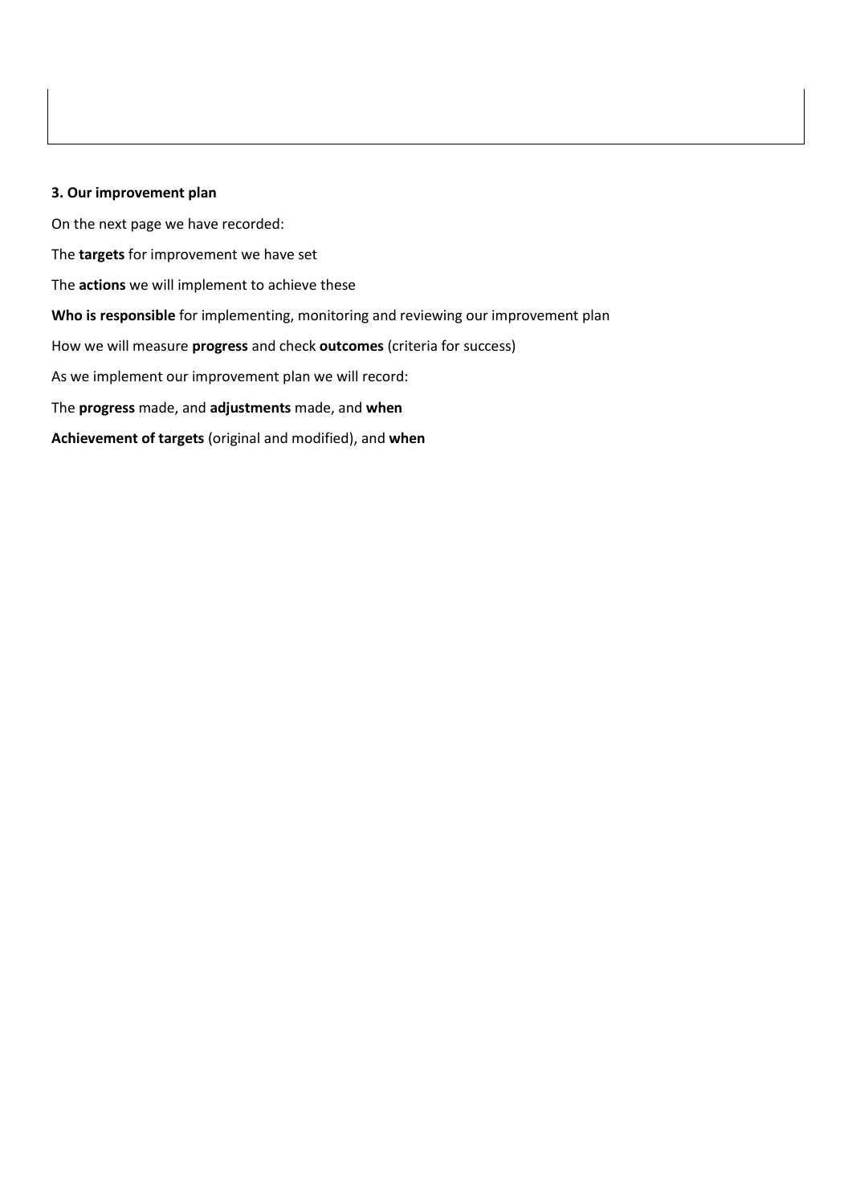**3. Our improvement plan**

On the next page we have recorded:

The **targets** for improvement we have set

The **actions** we will implement to achieve these

**Who is responsible** for implementing, monitoring and reviewing our improvement plan

How we will measure **progress** and check **outcomes** (criteria for success)

As we implement our improvement plan we will record:

The **progress** made, and **adjustments** made, and **when**

**Achievement of targets** (original and modified), and **when**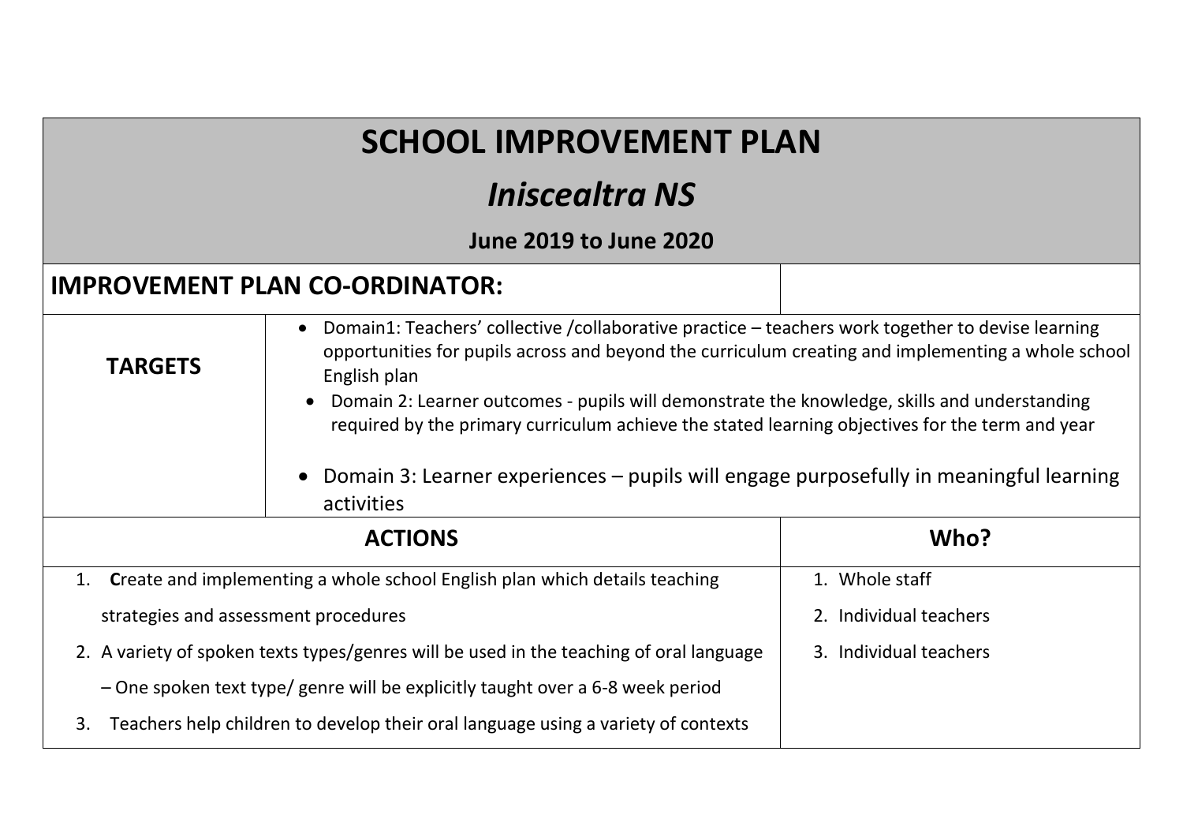# SCHOOL IMPROVEMENT PLAN

## *Iniscealtra NS*

**June 2019 to June 2020**

| **IMPROVEMENT PLAN CO-ORDINATOR:** | |
|---|---|
| **TARGETS** | • Domain1: Teachers' collective /collaborative practice – teachers work together to devise learning opportunities for pupils across and beyond the curriculum creating and implementing a whole school English plan<br>• Domain 2: Learner outcomes - pupils will demonstrate the knowledge, skills and understanding required by the primary curriculum achieve the stated learning objectives for the term and year<br>• Domain 3: Learner experiences – pupils will engage purposefully in meaningful learning activities |

| **ACTIONS** | **Who?** |
|---|---|
| 1. **C**reate and implementing a whole school English plan which details teaching strategies and assessment procedures<br>2. A variety of spoken texts types/genres will be used in the teaching of oral language – One spoken text type/ genre will be explicitly taught over a 6-8 week period<br>3. Teachers help children to develop their oral language using a variety of contexts | 1. Whole staff<br>2. Individual teachers<br>3. Individual teachers |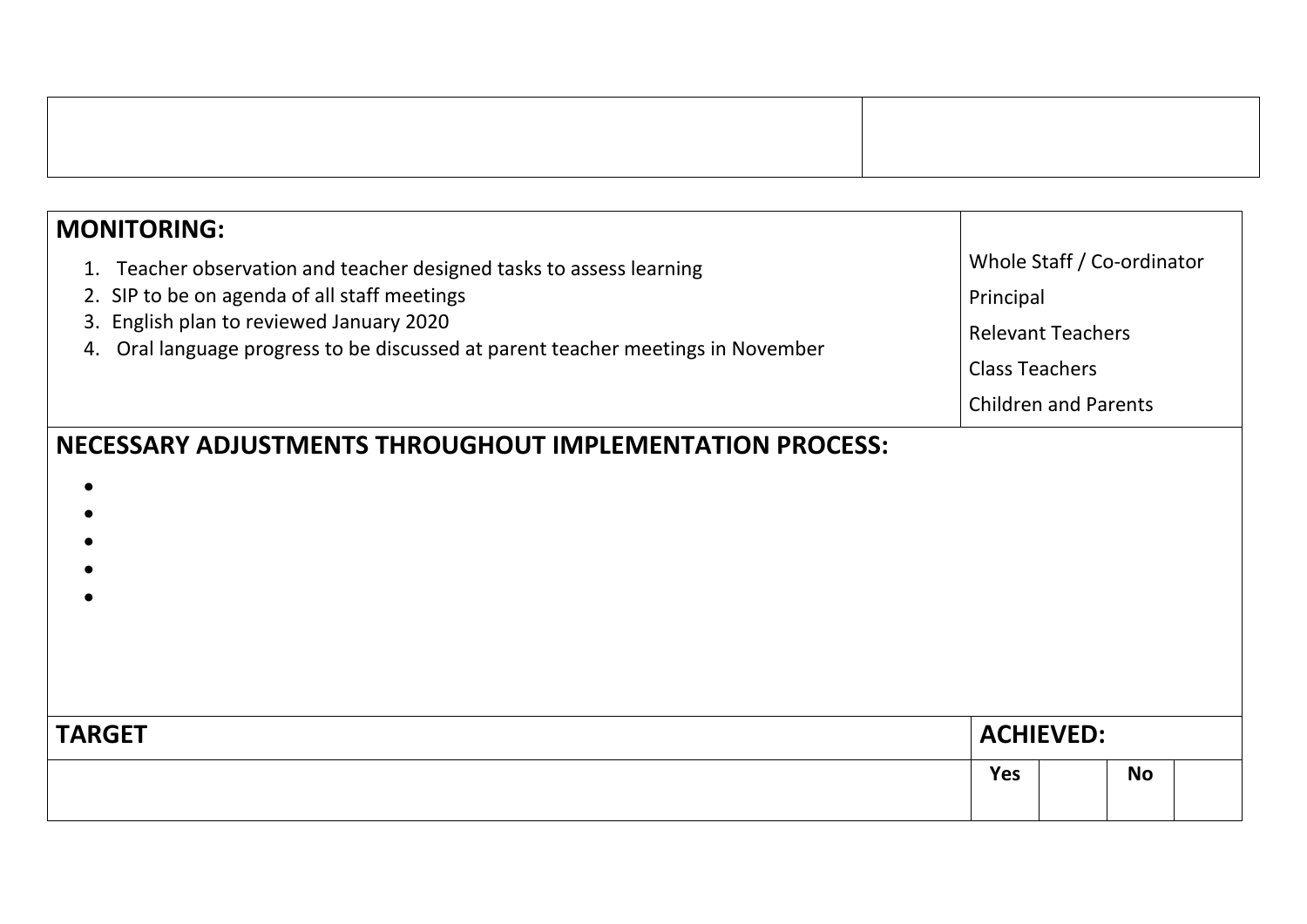| | |
|---|---|
| | |

| **MONITORING:** | |
|---|---|
| 1. Teacher observation and teacher designed tasks to assess learning<br>2. SIP to be on agenda of all staff meetings<br>3. English plan to reviewed January 2020<br>4. Oral language progress to be discussed at parent teacher meetings in November | Whole Staff / Co-ordinator<br>Principal<br>Relevant Teachers<br>Class Teachers<br>Children and Parents |

**NECESSARY ADJUSTMENTS THROUGHOUT IMPLEMENTATION PROCESS:**

- 
- 
- 
- 
- 

| **TARGET** | **ACHIEVED:** | | | |
|---|---|---|---|---|
| | **Yes** | | **No** | |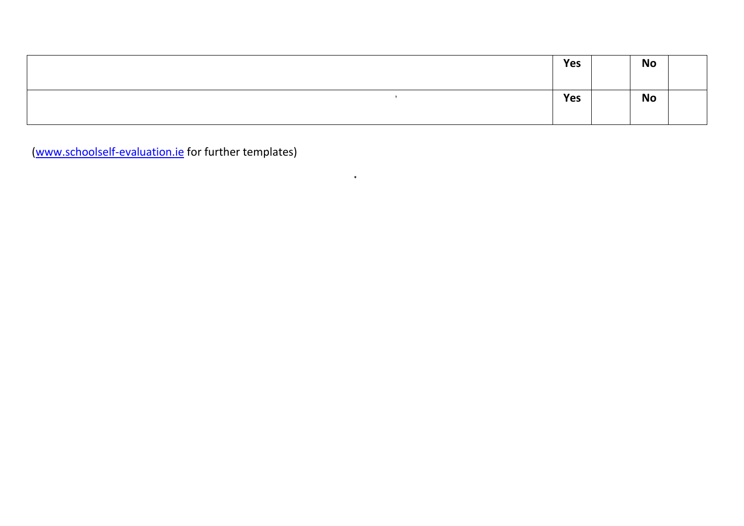| | | | | |
|---|---|---|---|---|
| | **Yes** | | **No** | |
| ' | **Yes** | | **No** | |

([www.schoolself-evaluation.ie](http://www.schoolself-evaluation.ie) for further templates)